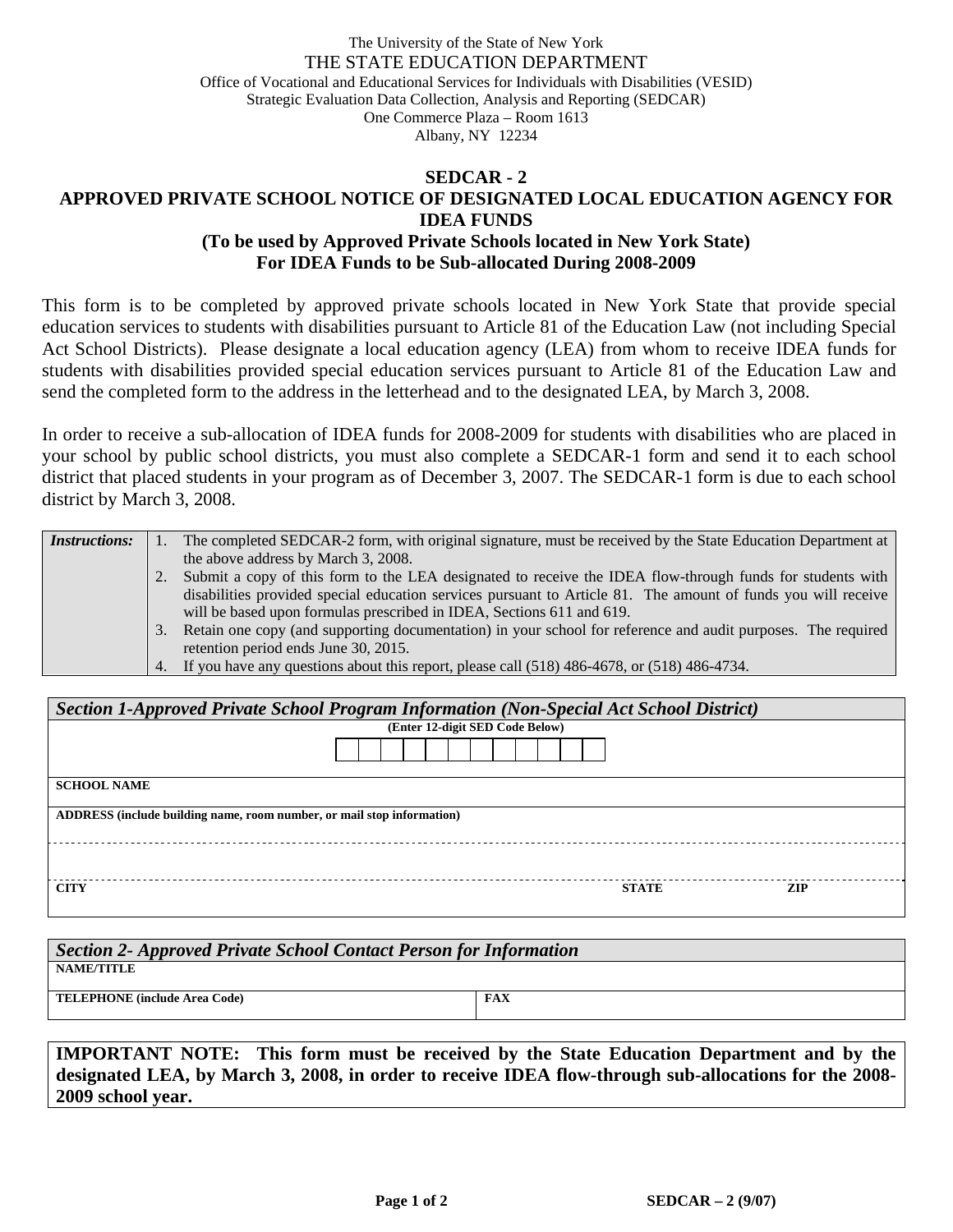The University of the State of New York
THE STATE EDUCATION DEPARTMENT
Office of Vocational and Educational Services for Individuals with Disabilities (VESID)
Strategic Evaluation Data Collection, Analysis and Reporting (SEDCAR)
One Commerce Plaza – Room 1613
Albany, NY 12234

# SEDCAR - 2
# APPROVED PRIVATE SCHOOL NOTICE OF DESIGNATED LOCAL EDUCATION AGENCY FOR IDEA FUNDS
## (To be used by Approved Private Schools located in New York State)
## For IDEA Funds to be Sub-allocated During 2008-2009

This form is to be completed by approved private schools located in New York State that provide special education services to students with disabilities pursuant to Article 81 of the Education Law (not including Special Act School Districts). Please designate a local education agency (LEA) from whom to receive IDEA funds for students with disabilities provided special education services pursuant to Article 81 of the Education Law and send the completed form to the address in the letterhead and to the designated LEA, by March 3, 2008.

In order to receive a sub-allocation of IDEA funds for 2008-2009 for students with disabilities who are placed in your school by public school districts, you must also complete a SEDCAR-1 form and send it to each school district that placed students in your program as of December 3, 2007. The SEDCAR-1 form is due to each school district by March 3, 2008.

| ***Instructions:*** | |
|---|---|
| | 1. The completed SEDCAR-2 form, with original signature, must be received by the State Education Department at the above address by March 3, 2008.<br>2. Submit a copy of this form to the LEA designated to receive the IDEA flow-through funds for students with disabilities provided special education services pursuant to Article 81. The amount of funds you will receive will be based upon formulas prescribed in IDEA, Sections 611 and 619.<br>3. Retain one copy (and supporting documentation) in your school for reference and audit purposes. The required retention period ends June 30, 2015.<br>4. If you have any questions about this report, please call (518) 486-4678, or (518) 486-4734. |

| ***Section 1-Approved Private School Program Information (Non-Special Act School District)*** | | |
|---|---|---|
| **(Enter 12-digit SED Code Below)** | | |
| **SCHOOL NAME** | | |
| **ADDRESS (include building name, room number, or mail stop information)** | | |
| | | |
| **CITY** | **STATE** | **ZIP** |

| ***Section 2- Approved Private School Contact Person for Information*** | |
|---|---|
| **NAME/TITLE** | |
| **TELEPHONE (include Area Code)** | **FAX** |

**IMPORTANT NOTE: This form must be received by the State Education Department and by the designated LEA, by March 3, 2008, in order to receive IDEA flow-through sub-allocations for the 2008-2009 school year.**

SEDCAR – 2 (9/07)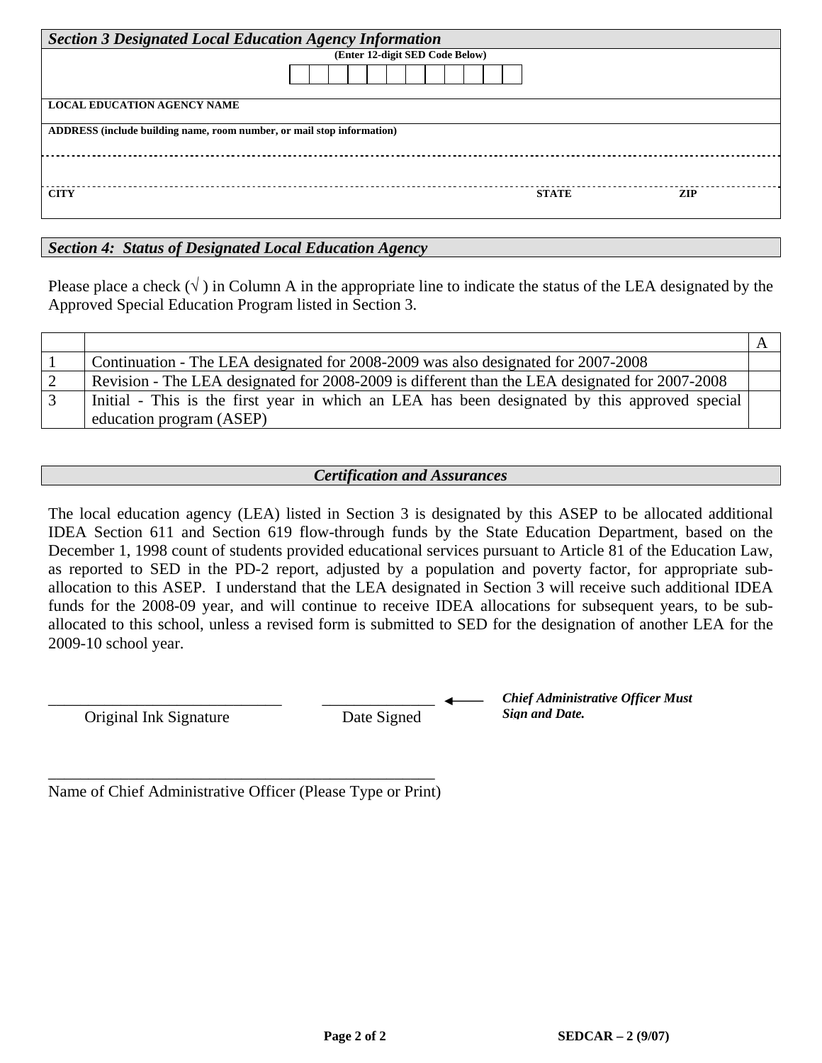## *Section 3 Designated Local Education Agency Information*

**(Enter 12-digit SED Code Below)**

| | | | | | | | | | | | |
|---|---|---|---|---|---|---|---|---|---|---|---|
| | | | | | | | | | | | |

**LOCAL EDUCATION AGENCY NAME**

**ADDRESS (include building name, room number, or mail stop information)**

**CITY** **STATE** **ZIP**

## *Section 4: Status of Designated Local Education Agency*

Please place a check (√ ) in Column A in the appropriate line to indicate the status of the LEA designated by the Approved Special Education Program listed in Section 3.

| | | A |
|---|---|---|
| 1 | Continuation - The LEA designated for 2008-2009 was also designated for 2007-2008 | |
| 2 | Revision - The LEA designated for 2008-2009 is different than the LEA designated for 2007-2008 | |
| 3 | Initial - This is the first year in which an LEA has been designated by this approved special education program (ASEP) | |

## *Certification and Assurances*

The local education agency (LEA) listed in Section 3 is designated by this ASEP to be allocated additional IDEA Section 611 and Section 619 flow-through funds by the State Education Department, based on the December 1, 1998 count of students provided educational services pursuant to Article 81 of the Education Law, as reported to SED in the PD-2 report, adjusted by a population and poverty factor, for appropriate sub-allocation to this ASEP. I understand that the LEA designated in Section 3 will receive such additional IDEA funds for the 2008-09 year, and will continue to receive IDEA allocations for subsequent years, to be sub-allocated to this school, unless a revised form is submitted to SED for the designation of another LEA for the 2009-10 school year.

\_\_\_\_\_\_\_\_\_\_\_\_\_\_\_\_\_\_\_\_\_\_\_\_\_\_\_\_\_\_ \_\_\_\_\_\_\_\_\_\_\_\_\_\_\_ ← ***Chief Administrative Officer Must Sign and Date.***

Original Ink Signature Date Signed

\_\_\_\_\_\_\_\_\_\_\_\_\_\_\_\_\_\_\_\_\_\_\_\_\_\_\_\_\_\_\_\_\_\_\_\_\_\_\_\_\_\_\_\_\_\_\_\_

Name of Chief Administrative Officer (Please Type or Print)

**SEDCAR – 2 (9/07)**